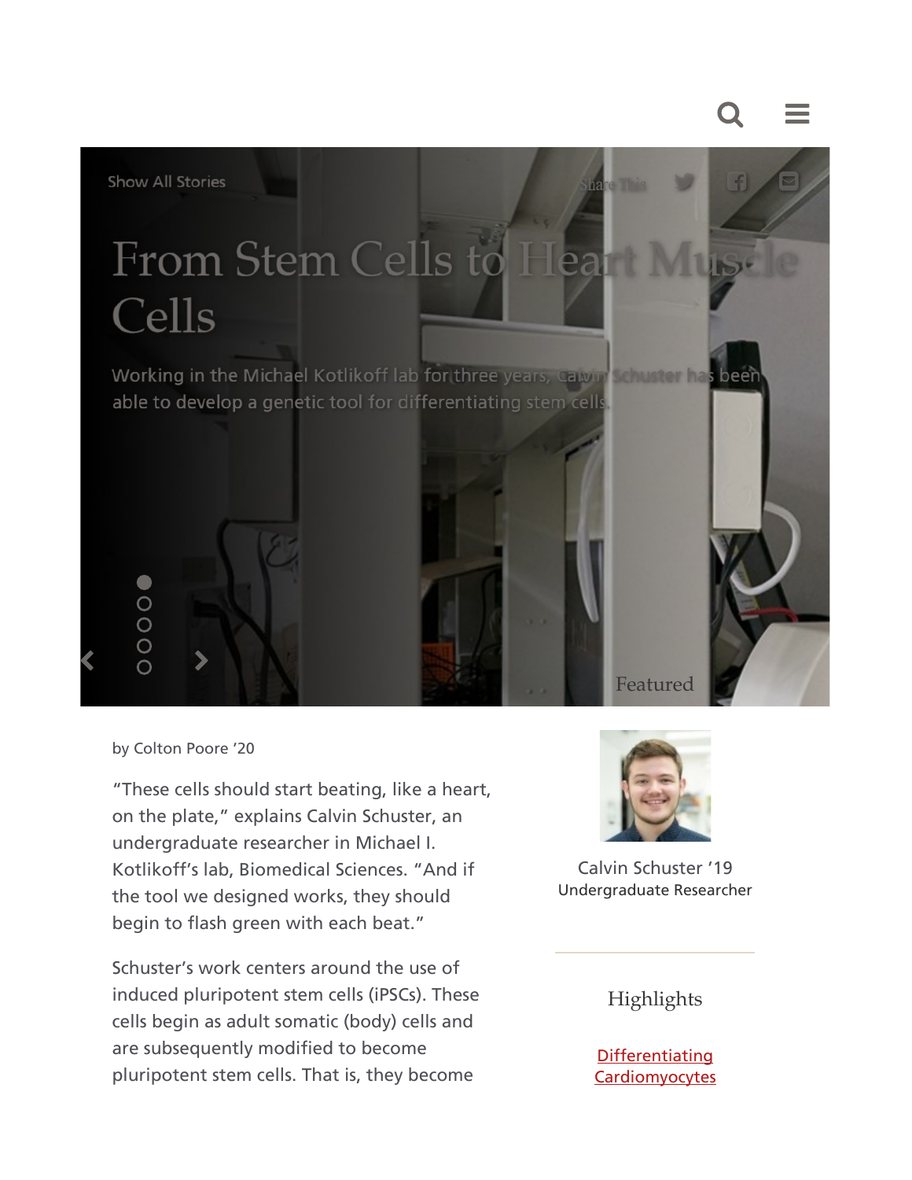Show All Stories

Share This

# From Stem Cells to Heart Muscle Cells

Working in the Michael Kotlikoff lab for three years, Calvin Schuster has been able to develop a genetic tool for differentiating stem cells.

Featured

by Colton Poore '20

"These cells should start beating, like a heart, on the plate," explains Calvin Schuster, an undergraduate researcher in Michael I. Kotlikoff's lab, Biomedical Sciences. "And if the tool we designed works, they should begin to flash green with each beat."

Schuster's work centers around the use of induced pluripotent stem cells (iPSCs). These cells begin as adult somatic (body) cells and are subsequently modified to become pluripotent stem cells. That is, they become

Calvin Schuster '19
Undergraduate Researcher

Highlights

Differentiating Cardiomyocytes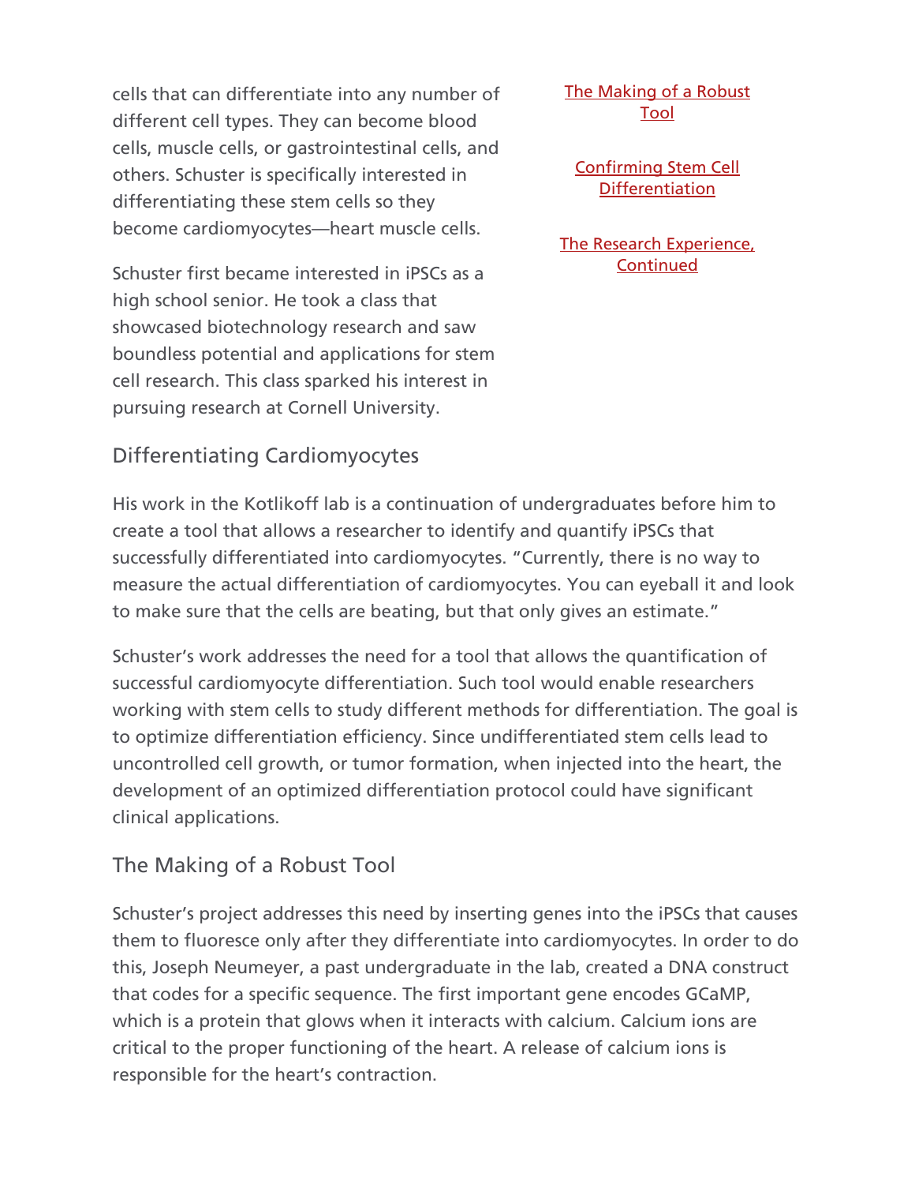cells that can differentiate into any number of different cell types. They can become blood cells, muscle cells, or gastrointestinal cells, and others. Schuster is specifically interested in differentiating these stem cells so they become cardiomyocytes—heart muscle cells.

Schuster first became interested in iPSCs as a high school senior. He took a class that showcased biotechnology research and saw boundless potential and applications for stem cell research. This class sparked his interest in pursuing research at Cornell University.

[The Making of a Robust Tool](#the-making-of-a-robust-tool)

[Confirming Stem Cell Differentiation](#confirming-stem-cell-differentiation)

[The Research Experience, Continued](#the-research-experience-continued)

## Differentiating Cardiomyocytes

His work in the Kotlikoff lab is a continuation of undergraduates before him to create a tool that allows a researcher to identify and quantify iPSCs that successfully differentiated into cardiomyocytes. "Currently, there is no way to measure the actual differentiation of cardiomyocytes. You can eyeball it and look to make sure that the cells are beating, but that only gives an estimate."

Schuster's work addresses the need for a tool that allows the quantification of successful cardiomyocyte differentiation. Such tool would enable researchers working with stem cells to study different methods for differentiation. The goal is to optimize differentiation efficiency. Since undifferentiated stem cells lead to uncontrolled cell growth, or tumor formation, when injected into the heart, the development of an optimized differentiation protocol could have significant clinical applications.

## The Making of a Robust Tool

Schuster's project addresses this need by inserting genes into the iPSCs that causes them to fluoresce only after they differentiate into cardiomyocytes. In order to do this, Joseph Neumeyer, a past undergraduate in the lab, created a DNA construct that codes for a specific sequence. The first important gene encodes GCaMP, which is a protein that glows when it interacts with calcium. Calcium ions are critical to the proper functioning of the heart. A release of calcium ions is responsible for the heart's contraction.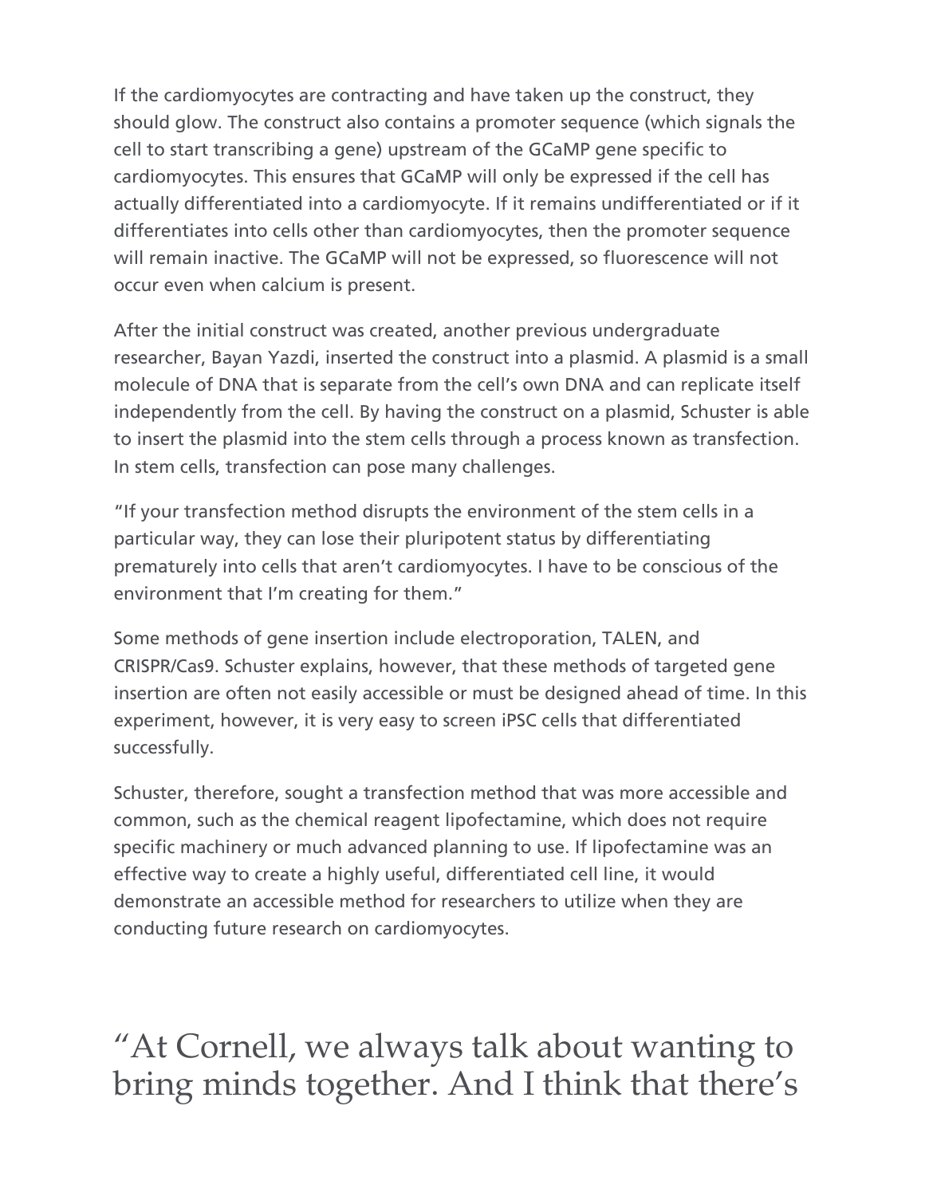If the cardiomyocytes are contracting and have taken up the construct, they should glow. The construct also contains a promoter sequence (which signals the cell to start transcribing a gene) upstream of the GCaMP gene specific to cardiomyocytes. This ensures that GCaMP will only be expressed if the cell has actually differentiated into a cardiomyocyte. If it remains undifferentiated or if it differentiates into cells other than cardiomyocytes, then the promoter sequence will remain inactive. The GCaMP will not be expressed, so fluorescence will not occur even when calcium is present.

After the initial construct was created, another previous undergraduate researcher, Bayan Yazdi, inserted the construct into a plasmid. A plasmid is a small molecule of DNA that is separate from the cell's own DNA and can replicate itself independently from the cell. By having the construct on a plasmid, Schuster is able to insert the plasmid into the stem cells through a process known as transfection. In stem cells, transfection can pose many challenges.

"If your transfection method disrupts the environment of the stem cells in a particular way, they can lose their pluripotent status by differentiating prematurely into cells that aren't cardiomyocytes. I have to be conscious of the environment that I'm creating for them."

Some methods of gene insertion include electroporation, TALEN, and CRISPR/Cas9. Schuster explains, however, that these methods of targeted gene insertion are often not easily accessible or must be designed ahead of time. In this experiment, however, it is very easy to screen iPSC cells that differentiated successfully.

Schuster, therefore, sought a transfection method that was more accessible and common, such as the chemical reagent lipofectamine, which does not require specific machinery or much advanced planning to use. If lipofectamine was an effective way to create a highly useful, differentiated cell line, it would demonstrate an accessible method for researchers to utilize when they are conducting future research on cardiomyocytes.

## "At Cornell, we always talk about wanting to bring minds together. And I think that there's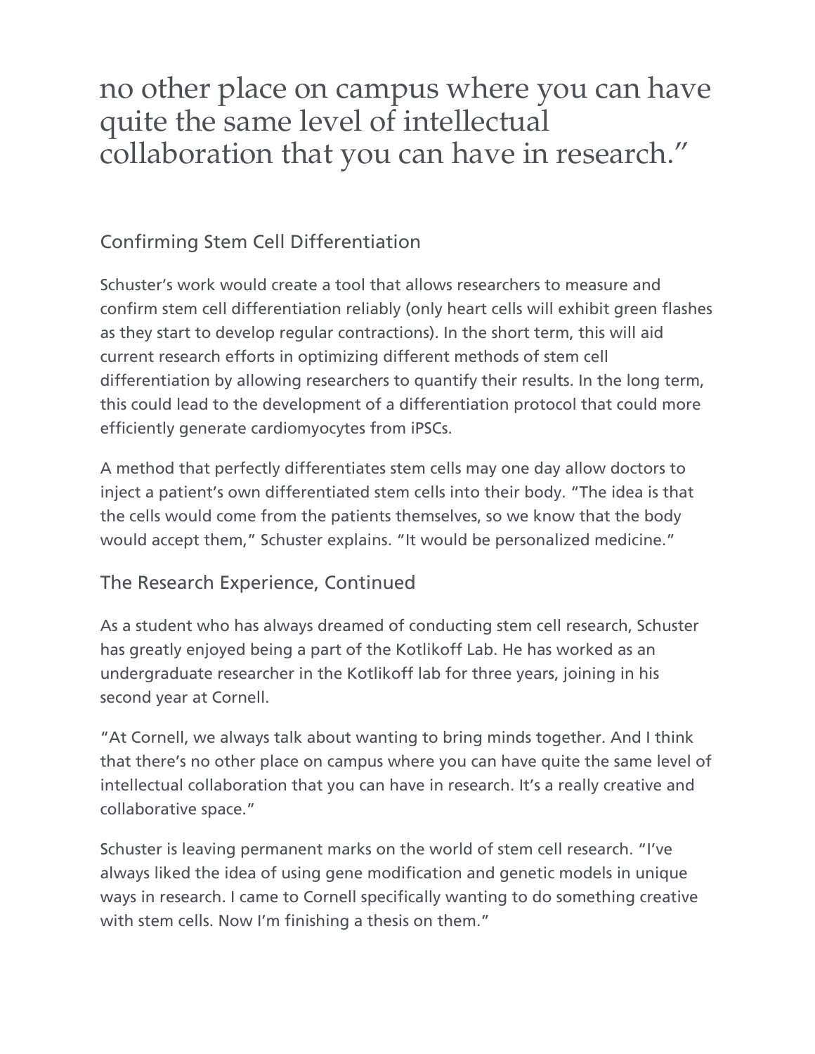no other place on campus where you can have quite the same level of intellectual collaboration that you can have in research."

## Confirming Stem Cell Differentiation

Schuster's work would create a tool that allows researchers to measure and confirm stem cell differentiation reliably (only heart cells will exhibit green flashes as they start to develop regular contractions). In the short term, this will aid current research efforts in optimizing different methods of stem cell differentiation by allowing researchers to quantify their results. In the long term, this could lead to the development of a differentiation protocol that could more efficiently generate cardiomyocytes from iPSCs.

A method that perfectly differentiates stem cells may one day allow doctors to inject a patient's own differentiated stem cells into their body. "The idea is that the cells would come from the patients themselves, so we know that the body would accept them," Schuster explains. "It would be personalized medicine."

## The Research Experience, Continued

As a student who has always dreamed of conducting stem cell research, Schuster has greatly enjoyed being a part of the Kotlikoff Lab. He has worked as an undergraduate researcher in the Kotlikoff lab for three years, joining in his second year at Cornell.

"At Cornell, we always talk about wanting to bring minds together. And I think that there's no other place on campus where you can have quite the same level of intellectual collaboration that you can have in research. It's a really creative and collaborative space."

Schuster is leaving permanent marks on the world of stem cell research. "I've always liked the idea of using gene modification and genetic models in unique ways in research. I came to Cornell specifically wanting to do something creative with stem cells. Now I'm finishing a thesis on them."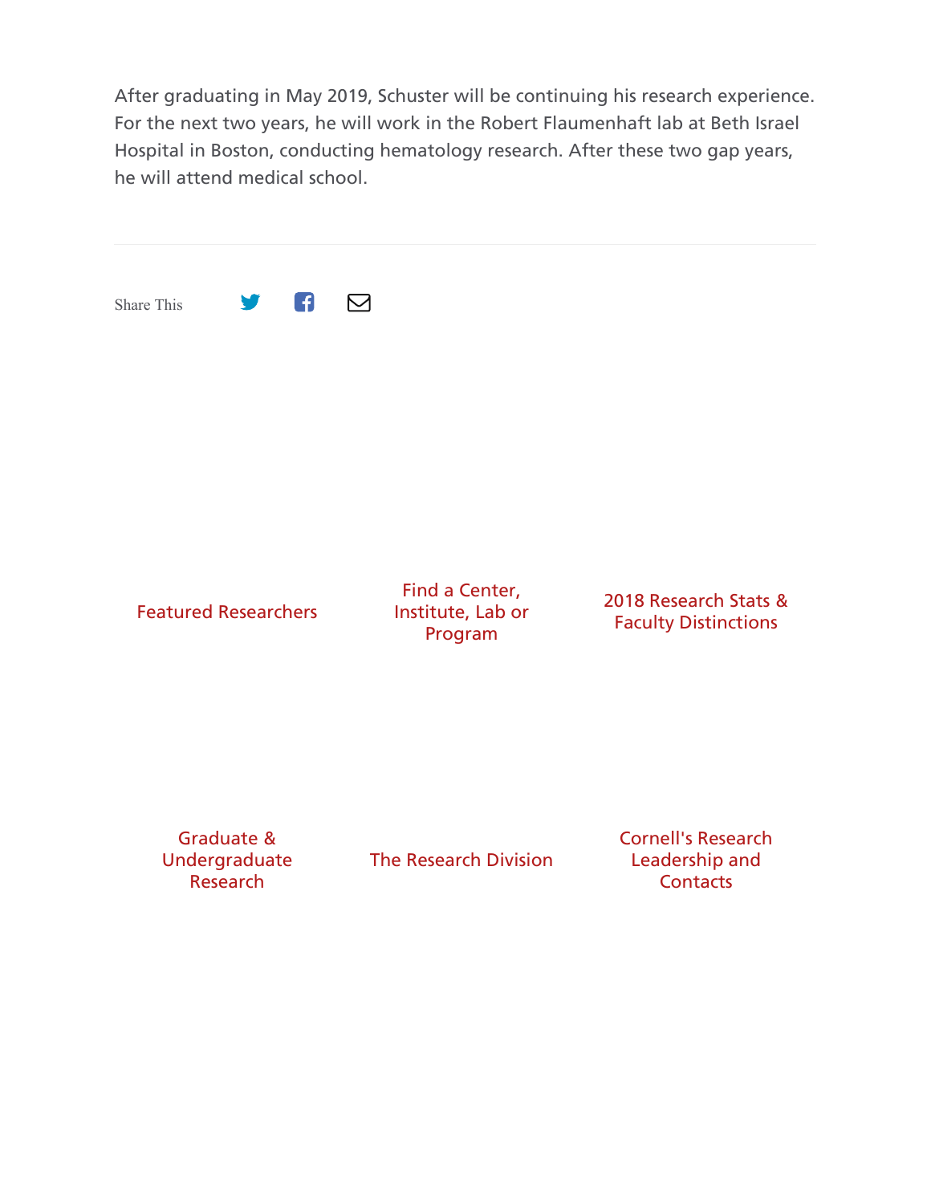After graduating in May 2019, Schuster will be continuing his research experience. For the next two years, he will work in the Robert Flaumenhaft lab at Beth Israel Hospital in Boston, conducting hematology research. After these two gap years, he will attend medical school.

---

Share This

Featured Researchers

Find a Center, Institute, Lab or Program

2018 Research Stats & Faculty Distinctions

Graduate & Undergraduate Research

The Research Division

Cornell's Research Leadership and Contacts